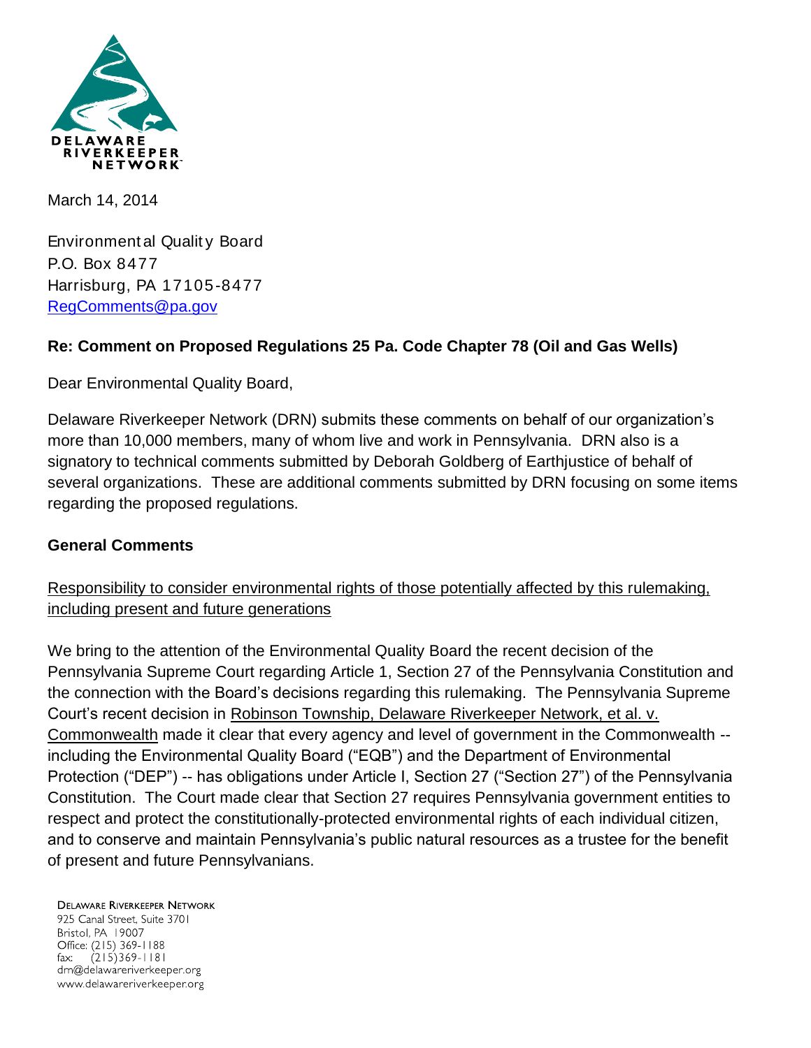DELAWARE RIVERKEEPER NETWORK

March 14, 2014

Environmental Quality Board
P.O. Box 8477
Harrisburg, PA 17105-8477
RegComments@pa.gov

**Re: Comment on Proposed Regulations 25 Pa. Code Chapter 78 (Oil and Gas Wells)**

Dear Environmental Quality Board,

Delaware Riverkeeper Network (DRN) submits these comments on behalf of our organization's more than 10,000 members, many of whom live and work in Pennsylvania. DRN also is a signatory to technical comments submitted by Deborah Goldberg of Earthjustice of behalf of several organizations. These are additional comments submitted by DRN focusing on some items regarding the proposed regulations.

## General Comments

Responsibility to consider environmental rights of those potentially affected by this rulemaking, including present and future generations

We bring to the attention of the Environmental Quality Board the recent decision of the Pennsylvania Supreme Court regarding Article 1, Section 27 of the Pennsylvania Constitution and the connection with the Board's decisions regarding this rulemaking. The Pennsylvania Supreme Court's recent decision in Robinson Township, Delaware Riverkeeper Network, et al. v. Commonwealth made it clear that every agency and level of government in the Commonwealth -- including the Environmental Quality Board ("EQB") and the Department of Environmental Protection ("DEP") -- has obligations under Article I, Section 27 ("Section 27") of the Pennsylvania Constitution. The Court made clear that Section 27 requires Pennsylvania government entities to respect and protect the constitutionally-protected environmental rights of each individual citizen, and to conserve and maintain Pennsylvania's public natural resources as a trustee for the benefit of present and future Pennsylvanians.

DELAWARE RIVERKEEPER NETWORK
925 Canal Street, Suite 3701
Bristol, PA 19007
Office: (215) 369-1188
fax: (215)369-1181
drn@delawareriverkeeper.org
www.delawareriverkeeper.org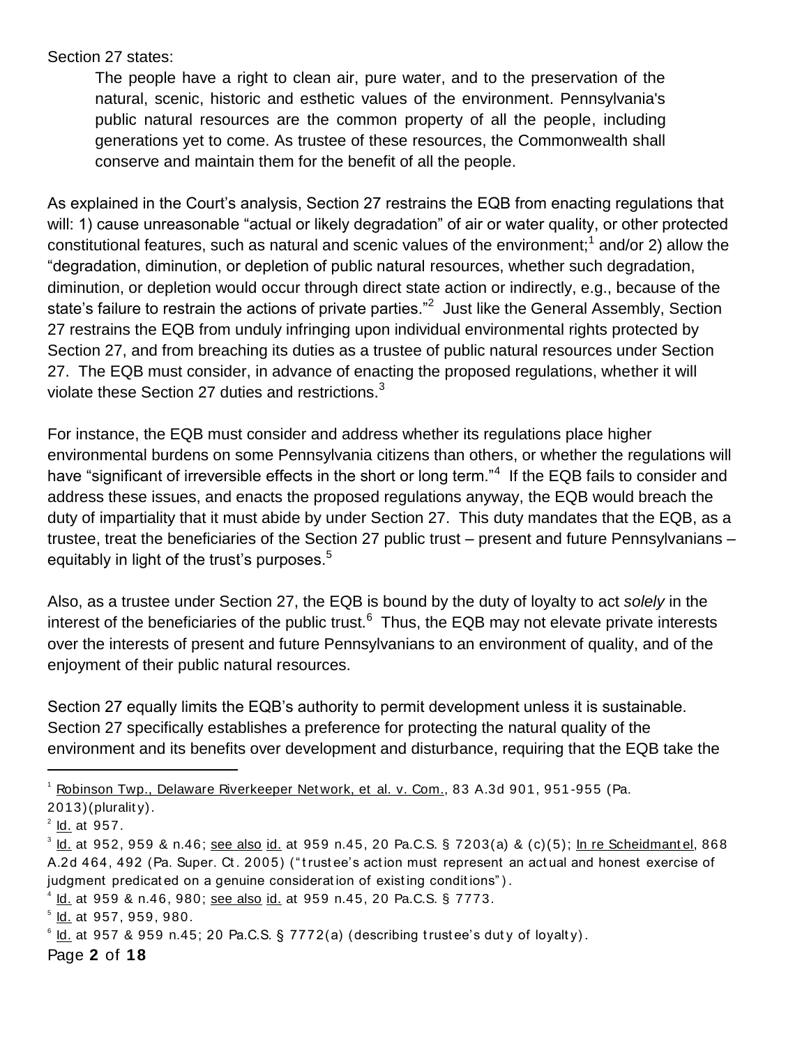Section 27 states:

> The people have a right to clean air, pure water, and to the preservation of the natural, scenic, historic and esthetic values of the environment. Pennsylvania's public natural resources are the common property of all the people, including generations yet to come. As trustee of these resources, the Commonwealth shall conserve and maintain them for the benefit of all the people.

As explained in the Court's analysis, Section 27 restrains the EQB from enacting regulations that will: 1) cause unreasonable "actual or likely degradation" of air or water quality, or other protected constitutional features, such as natural and scenic values of the environment;[1] and/or 2) allow the "degradation, diminution, or depletion of public natural resources, whether such degradation, diminution, or depletion would occur through direct state action or indirectly, e.g., because of the state's failure to restrain the actions of private parties."[2] Just like the General Assembly, Section 27 restrains the EQB from unduly infringing upon individual environmental rights protected by Section 27, and from breaching its duties as a trustee of public natural resources under Section 27. The EQB must consider, in advance of enacting the proposed regulations, whether it will violate these Section 27 duties and restrictions.[3]

For instance, the EQB must consider and address whether its regulations place higher environmental burdens on some Pennsylvania citizens than others, or whether the regulations will have "significant of irreversible effects in the short or long term."[4] If the EQB fails to consider and address these issues, and enacts the proposed regulations anyway, the EQB would breach the duty of impartiality that it must abide by under Section 27. This duty mandates that the EQB, as a trustee, treat the beneficiaries of the Section 27 public trust – present and future Pennsylvanians – equitably in light of the trust's purposes.[5]

Also, as a trustee under Section 27, the EQB is bound by the duty of loyalty to act *solely* in the interest of the beneficiaries of the public trust.[6] Thus, the EQB may not elevate private interests over the interests of present and future Pennsylvanians to an environment of quality, and of the enjoyment of their public natural resources.

Section 27 equally limits the EQB's authority to permit development unless it is sustainable. Section 27 specifically establishes a preference for protecting the natural quality of the environment and its benefits over development and disturbance, requiring that the EQB take the

---

[1] Robinson Twp., Delaware Riverkeeper Network, et al. v. Com., 83 A.3d 901, 951-955 (Pa. 2013)(plurality).

[2] Id. at 957.

[3] Id. at 952, 959 & n.46; see also id. at 959 n.45, 20 Pa.C.S. § 7203(a) & (c)(5); In re Scheidmantel, 868 A.2d 464, 492 (Pa. Super. Ct. 2005) ("trustee's action must represent an actual and honest exercise of judgment predicated on a genuine consideration of existing conditions").

[4] Id. at 959 & n.46, 980; see also id. at 959 n.45, 20 Pa.C.S. § 7773.

[5] Id. at 957, 959, 980.

[6] Id. at 957 & 959 n.45; 20 Pa.C.S. § 7772(a) (describing trustee's duty of loyalty).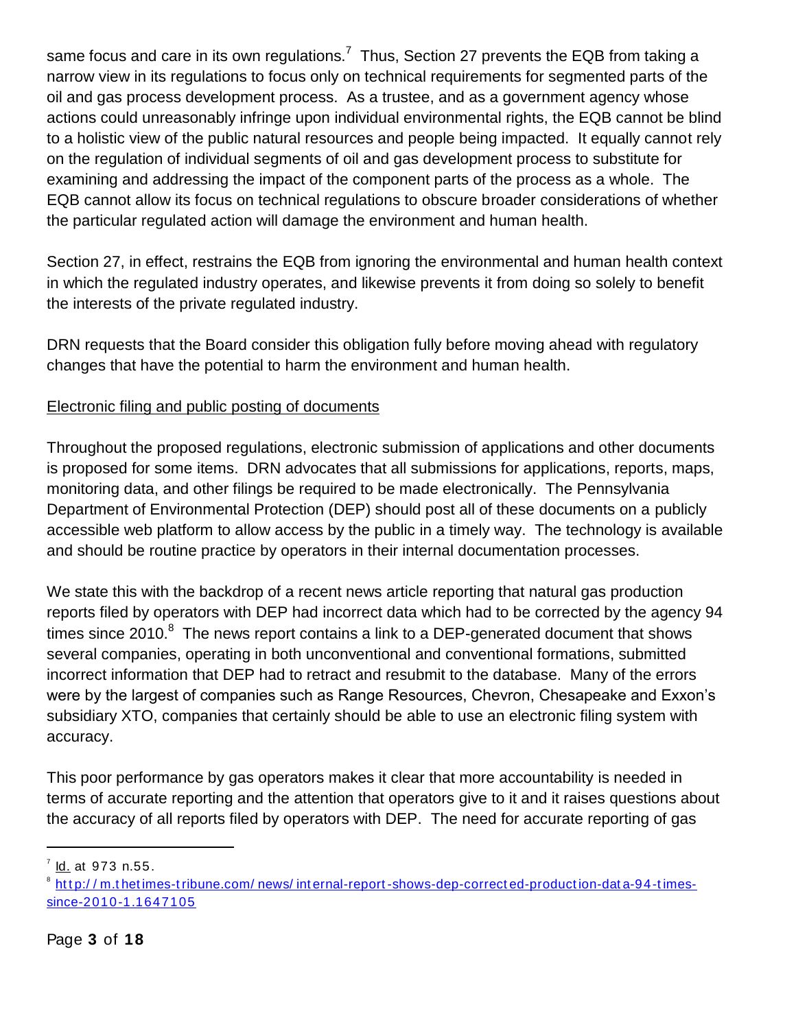same focus and care in its own regulations.[7] Thus, Section 27 prevents the EQB from taking a narrow view in its regulations to focus only on technical requirements for segmented parts of the oil and gas process development process. As a trustee, and as a government agency whose actions could unreasonably infringe upon individual environmental rights, the EQB cannot be blind to a holistic view of the public natural resources and people being impacted. It equally cannot rely on the regulation of individual segments of oil and gas development process to substitute for examining and addressing the impact of the component parts of the process as a whole. The EQB cannot allow its focus on technical regulations to obscure broader considerations of whether the particular regulated action will damage the environment and human health.

Section 27, in effect, restrains the EQB from ignoring the environmental and human health context in which the regulated industry operates, and likewise prevents it from doing so solely to benefit the interests of the private regulated industry.

DRN requests that the Board consider this obligation fully before moving ahead with regulatory changes that have the potential to harm the environment and human health.

Electronic filing and public posting of documents

Throughout the proposed regulations, electronic submission of applications and other documents is proposed for some items. DRN advocates that all submissions for applications, reports, maps, monitoring data, and other filings be required to be made electronically. The Pennsylvania Department of Environmental Protection (DEP) should post all of these documents on a publicly accessible web platform to allow access by the public in a timely way. The technology is available and should be routine practice by operators in their internal documentation processes.

We state this with the backdrop of a recent news article reporting that natural gas production reports filed by operators with DEP had incorrect data which had to be corrected by the agency 94 times since 2010.[8] The news report contains a link to a DEP-generated document that shows several companies, operating in both unconventional and conventional formations, submitted incorrect information that DEP had to retract and resubmit to the database. Many of the errors were by the largest of companies such as Range Resources, Chevron, Chesapeake and Exxon's subsidiary XTO, companies that certainly should be able to use an electronic filing system with accuracy.

This poor performance by gas operators makes it clear that more accountability is needed in terms of accurate reporting and the attention that operators give to it and it raises questions about the accuracy of all reports filed by operators with DEP. The need for accurate reporting of gas

---

[7] Id. at 973 n.55.

[8] http://m.thetimes-tribune.com/news/internal-report-shows-dep-corrected-production-data-94-times-since-2010-1.1647105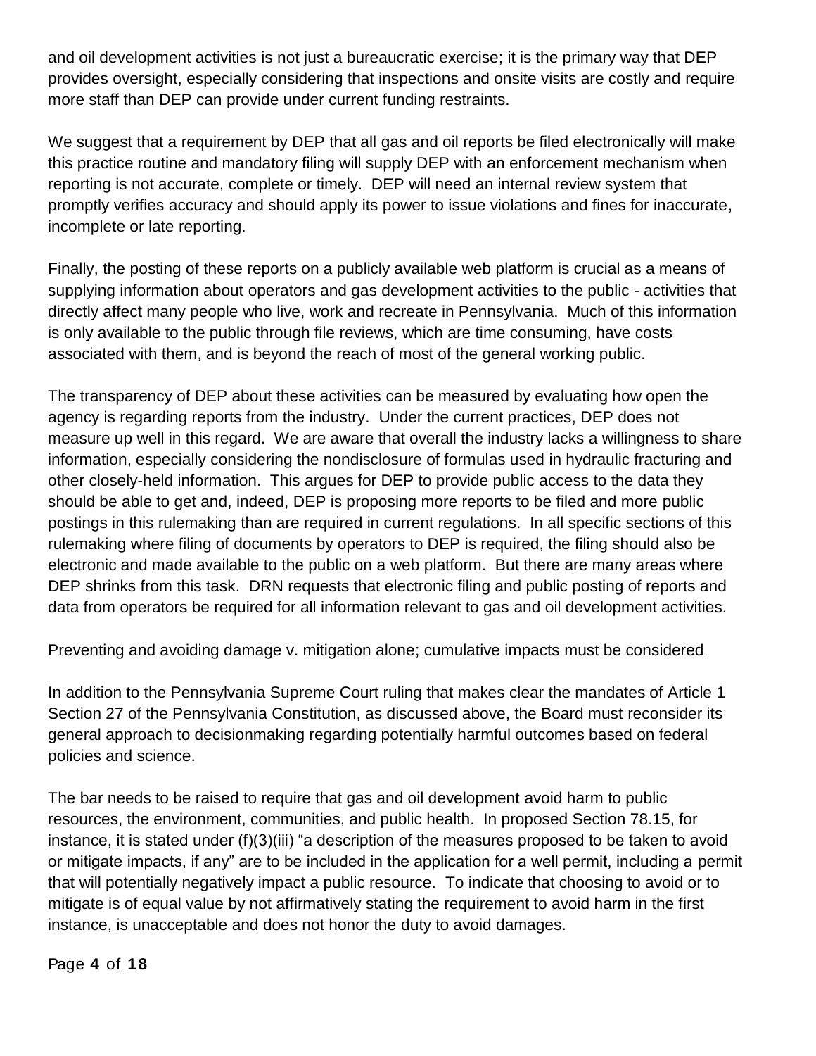and oil development activities is not just a bureaucratic exercise; it is the primary way that DEP provides oversight, especially considering that inspections and onsite visits are costly and require more staff than DEP can provide under current funding restraints.

We suggest that a requirement by DEP that all gas and oil reports be filed electronically will make this practice routine and mandatory filing will supply DEP with an enforcement mechanism when reporting is not accurate, complete or timely. DEP will need an internal review system that promptly verifies accuracy and should apply its power to issue violations and fines for inaccurate, incomplete or late reporting.

Finally, the posting of these reports on a publicly available web platform is crucial as a means of supplying information about operators and gas development activities to the public - activities that directly affect many people who live, work and recreate in Pennsylvania. Much of this information is only available to the public through file reviews, which are time consuming, have costs associated with them, and is beyond the reach of most of the general working public.

The transparency of DEP about these activities can be measured by evaluating how open the agency is regarding reports from the industry. Under the current practices, DEP does not measure up well in this regard. We are aware that overall the industry lacks a willingness to share information, especially considering the nondisclosure of formulas used in hydraulic fracturing and other closely-held information. This argues for DEP to provide public access to the data they should be able to get and, indeed, DEP is proposing more reports to be filed and more public postings in this rulemaking than are required in current regulations. In all specific sections of this rulemaking where filing of documents by operators to DEP is required, the filing should also be electronic and made available to the public on a web platform. But there are many areas where DEP shrinks from this task. DRN requests that electronic filing and public posting of reports and data from operators be required for all information relevant to gas and oil development activities.

Preventing and avoiding damage v. mitigation alone; cumulative impacts must be considered

In addition to the Pennsylvania Supreme Court ruling that makes clear the mandates of Article 1 Section 27 of the Pennsylvania Constitution, as discussed above, the Board must reconsider its general approach to decisionmaking regarding potentially harmful outcomes based on federal policies and science.

The bar needs to be raised to require that gas and oil development avoid harm to public resources, the environment, communities, and public health. In proposed Section 78.15, for instance, it is stated under (f)(3)(iii) "a description of the measures proposed to be taken to avoid or mitigate impacts, if any" are to be included in the application for a well permit, including a permit that will potentially negatively impact a public resource. To indicate that choosing to avoid or to mitigate is of equal value by not affirmatively stating the requirement to avoid harm in the first instance, is unacceptable and does not honor the duty to avoid damages.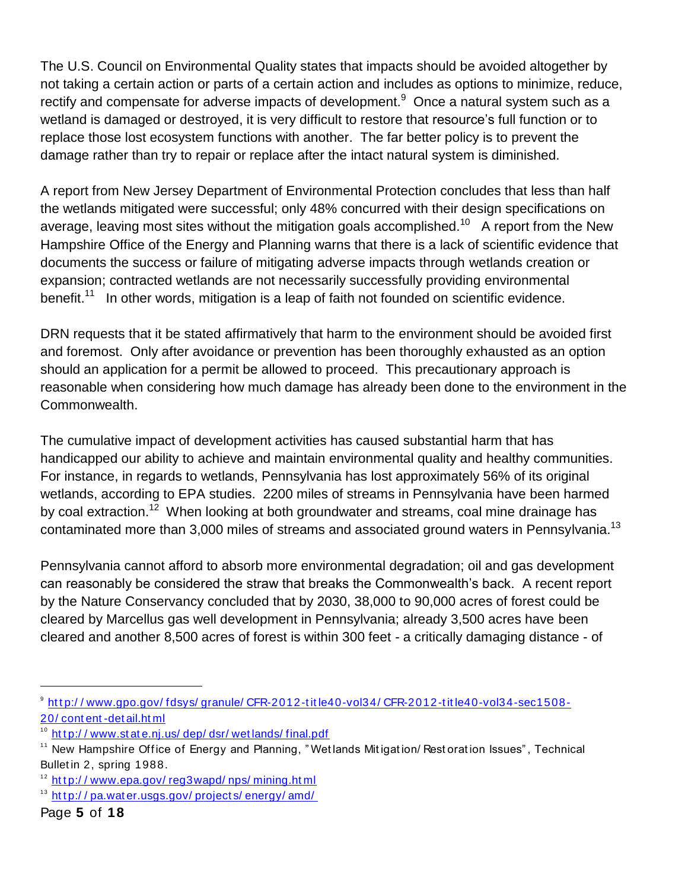The U.S. Council on Environmental Quality states that impacts should be avoided altogether by not taking a certain action or parts of a certain action and includes as options to minimize, reduce, rectify and compensate for adverse impacts of development.[9] Once a natural system such as a wetland is damaged or destroyed, it is very difficult to restore that resource's full function or to replace those lost ecosystem functions with another. The far better policy is to prevent the damage rather than try to repair or replace after the intact natural system is diminished.

A report from New Jersey Department of Environmental Protection concludes that less than half the wetlands mitigated were successful; only 48% concurred with their design specifications on average, leaving most sites without the mitigation goals accomplished.[10] A report from the New Hampshire Office of the Energy and Planning warns that there is a lack of scientific evidence that documents the success or failure of mitigating adverse impacts through wetlands creation or expansion; contracted wetlands are not necessarily successfully providing environmental benefit.[11] In other words, mitigation is a leap of faith not founded on scientific evidence.

DRN requests that it be stated affirmatively that harm to the environment should be avoided first and foremost. Only after avoidance or prevention has been thoroughly exhausted as an option should an application for a permit be allowed to proceed. This precautionary approach is reasonable when considering how much damage has already been done to the environment in the Commonwealth.

The cumulative impact of development activities has caused substantial harm that has handicapped our ability to achieve and maintain environmental quality and healthy communities. For instance, in regards to wetlands, Pennsylvania has lost approximately 56% of its original wetlands, according to EPA studies. 2200 miles of streams in Pennsylvania have been harmed by coal extraction.[12] When looking at both groundwater and streams, coal mine drainage has contaminated more than 3,000 miles of streams and associated ground waters in Pennsylvania.[13]

Pennsylvania cannot afford to absorb more environmental degradation; oil and gas development can reasonably be considered the straw that breaks the Commonwealth's back. A recent report by the Nature Conservancy concluded that by 2030, 38,000 to 90,000 acres of forest could be cleared by Marcellus gas well development in Pennsylvania; already 3,500 acres have been cleared and another 8,500 acres of forest is within 300 feet - a critically damaging distance - of

---

[9] http://www.gpo.gov/fdsys/granule/CFR-2012-title40-vol34/CFR-2012-title40-vol34-sec1508-20/content-detail.html

[10] http://www.state.nj.us/dep/dsr/wetlands/final.pdf

[11] New Hampshire Office of Energy and Planning, "Wetlands Mitigation/Restoration Issues", Technical Bulletin 2, spring 1988.

[12] http://www.epa.gov/reg3wapd/nps/mining.html

[13] http://pa.water.usgs.gov/projects/energy/amd/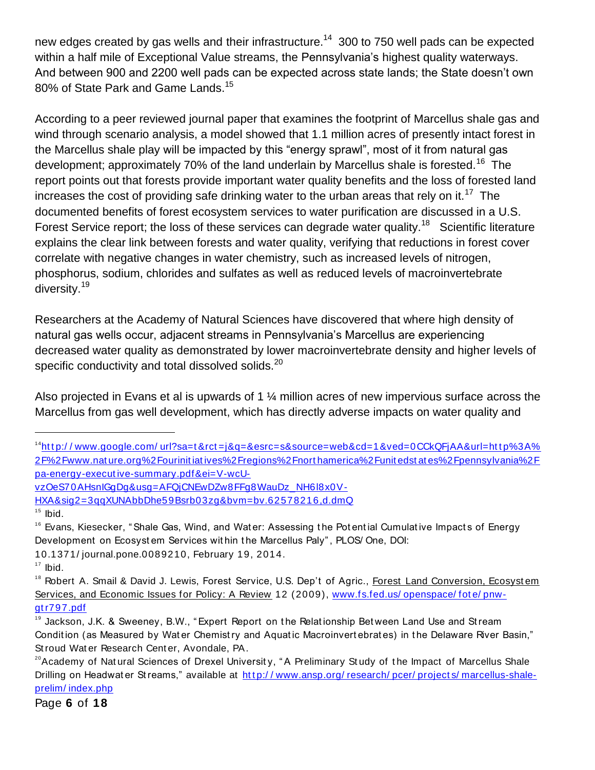new edges created by gas wells and their infrastructure.[14] 300 to 750 well pads can be expected within a half mile of Exceptional Value streams, the Pennsylvania's highest quality waterways. And between 900 and 2200 well pads can be expected across state lands; the State doesn't own 80% of State Park and Game Lands.[15]

According to a peer reviewed journal paper that examines the footprint of Marcellus shale gas and wind through scenario analysis, a model showed that 1.1 million acres of presently intact forest in the Marcellus shale play will be impacted by this "energy sprawl", most of it from natural gas development; approximately 70% of the land underlain by Marcellus shale is forested.[16] The report points out that forests provide important water quality benefits and the loss of forested land increases the cost of providing safe drinking water to the urban areas that rely on it.[17] The documented benefits of forest ecosystem services to water purification are discussed in a U.S. Forest Service report; the loss of these services can degrade water quality.[18] Scientific literature explains the clear link between forests and water quality, verifying that reductions in forest cover correlate with negative changes in water chemistry, such as increased levels of nitrogen, phosphorus, sodium, chlorides and sulfates as well as reduced levels of macroinvertebrate diversity.[19]

Researchers at the Academy of Natural Sciences have discovered that where high density of natural gas wells occur, adjacent streams in Pennsylvania's Marcellus are experiencing decreased water quality as demonstrated by lower macroinvertebrate density and higher levels of specific conductivity and total dissolved solids.[20]

Also projected in Evans et al is upwards of 1 ¼ million acres of new impervious surface across the Marcellus from gas well development, which has directly adverse impacts on water quality and

---

[14] http://www.google.com/url?sa=t&rct=j&q=&esrc=s&source=web&cd=1&ved=0CCkQFjAA&url=http%3A%2F%2Fwww.nature.org%2Fourinitiatives%2Fregions%2Fnorthamerica%2Funitedstates%2Fpennsylvania%2Fpa-energy-executive-summary.pdf&ei=V-wcU-vzOeS70AHsnIGgDg&usg=AFQjCNEwDZw8FFg8WauDz_NH6l8x0V-HXA&sig2=3qqXUNAbbDhe59Bsrb03zg&bvm=bv.62578216,d.dmQ

[15] Ibid.

[16] Evans, Kiesecker, "Shale Gas, Wind, and Water: Assessing the Potential Cumulative Impacts of Energy Development on Ecosystem Services within the Marcellus Paly", PLOS/One, DOI: 10.1371/journal.pone.0089210, February 19, 2014.

[17] Ibid.

[18] Robert A. Smail & David J. Lewis, Forest Service, U.S. Dep't of Agric., Forest Land Conversion, Ecosystem Services, and Economic Issues for Policy: A Review 12 (2009), www.fs.fed.us/openspace/fote/pnw-gtr797.pdf

[19] Jackson, J.K. & Sweeney, B.W., "Expert Report on the Relationship Between Land Use and Stream Condition (as Measured by Water Chemistry and Aquatic Macroinvertebrates) in the Delaware River Basin," Stroud Water Research Center, Avondale, PA.

[20] Academy of Natural Sciences of Drexel University, "A Preliminary Study of the Impact of Marcellus Shale Drilling on Headwater Streams," available at http://www.ansp.org/research/pcer/projects/marcellus-shale-prelim/index.php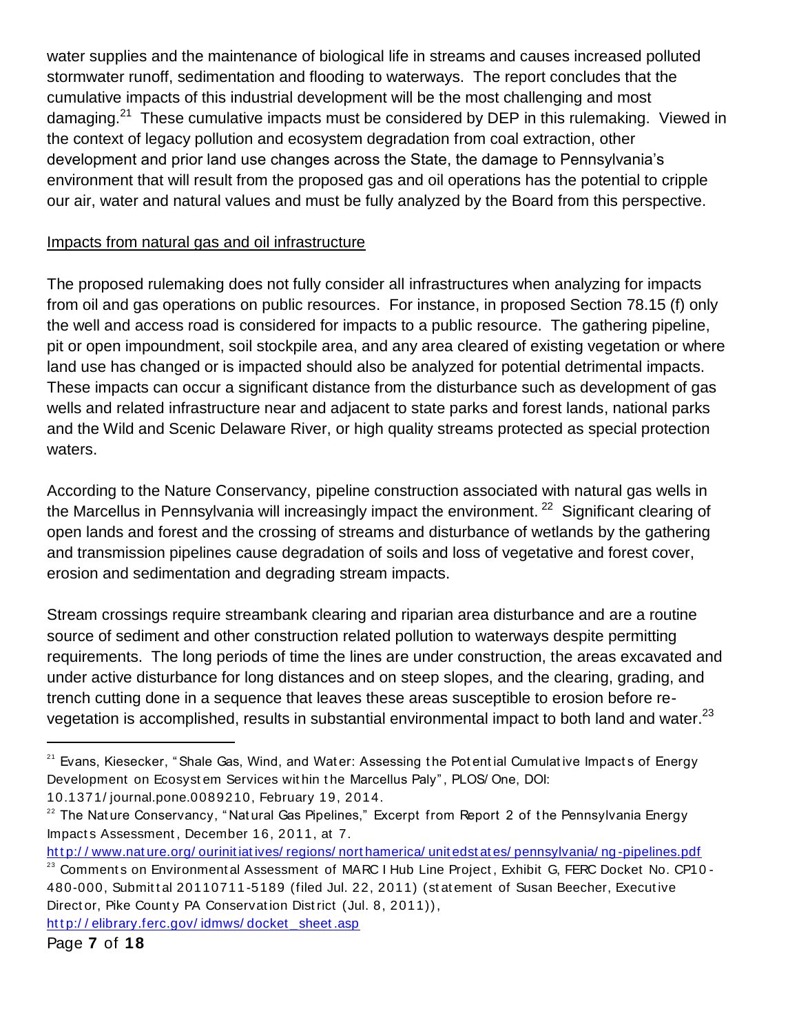water supplies and the maintenance of biological life in streams and causes increased polluted stormwater runoff, sedimentation and flooding to waterways. The report concludes that the cumulative impacts of this industrial development will be the most challenging and most damaging.[21] These cumulative impacts must be considered by DEP in this rulemaking. Viewed in the context of legacy pollution and ecosystem degradation from coal extraction, other development and prior land use changes across the State, the damage to Pennsylvania's environment that will result from the proposed gas and oil operations has the potential to cripple our air, water and natural values and must be fully analyzed by the Board from this perspective.

Impacts from natural gas and oil infrastructure

The proposed rulemaking does not fully consider all infrastructures when analyzing for impacts from oil and gas operations on public resources. For instance, in proposed Section 78.15 (f) only the well and access road is considered for impacts to a public resource. The gathering pipeline, pit or open impoundment, soil stockpile area, and any area cleared of existing vegetation or where land use has changed or is impacted should also be analyzed for potential detrimental impacts. These impacts can occur a significant distance from the disturbance such as development of gas wells and related infrastructure near and adjacent to state parks and forest lands, national parks and the Wild and Scenic Delaware River, or high quality streams protected as special protection waters.

According to the Nature Conservancy, pipeline construction associated with natural gas wells in the Marcellus in Pennsylvania will increasingly impact the environment.[22] Significant clearing of open lands and forest and the crossing of streams and disturbance of wetlands by the gathering and transmission pipelines cause degradation of soils and loss of vegetative and forest cover, erosion and sedimentation and degrading stream impacts.

Stream crossings require streambank clearing and riparian area disturbance and are a routine source of sediment and other construction related pollution to waterways despite permitting requirements. The long periods of time the lines are under construction, the areas excavated and under active disturbance for long distances and on steep slopes, and the clearing, grading, and trench cutting done in a sequence that leaves these areas susceptible to erosion before re-vegetation is accomplished, results in substantial environmental impact to both land and water.[23]

---

[21] Evans, Kiesecker, "Shale Gas, Wind, and Water: Assessing the Potential Cumulative Impacts of Energy Development on Ecosystem Services within the Marcellus Paly", PLOS/One, DOI: 10.1371/journal.pone.0089210, February 19, 2014.

[22] The Nature Conservancy, "Natural Gas Pipelines," Excerpt from Report 2 of the Pennsylvania Energy Impacts Assessment, December 16, 2011, at 7. http://www.nature.org/ourinitiatives/regions/northamerica/unitedstates/pennsylvania/ng-pipelines.pdf

[23] Comments on Environmental Assessment of MARC I Hub Line Project, Exhibit G, FERC Docket No. CP10-480-000, Submittal 20110711-5189 (filed Jul. 22, 2011) (statement of Susan Beecher, Executive Director, Pike County PA Conservation District (Jul. 8, 2011)), http://elibrary.ferc.gov/idmws/docket_sheet.asp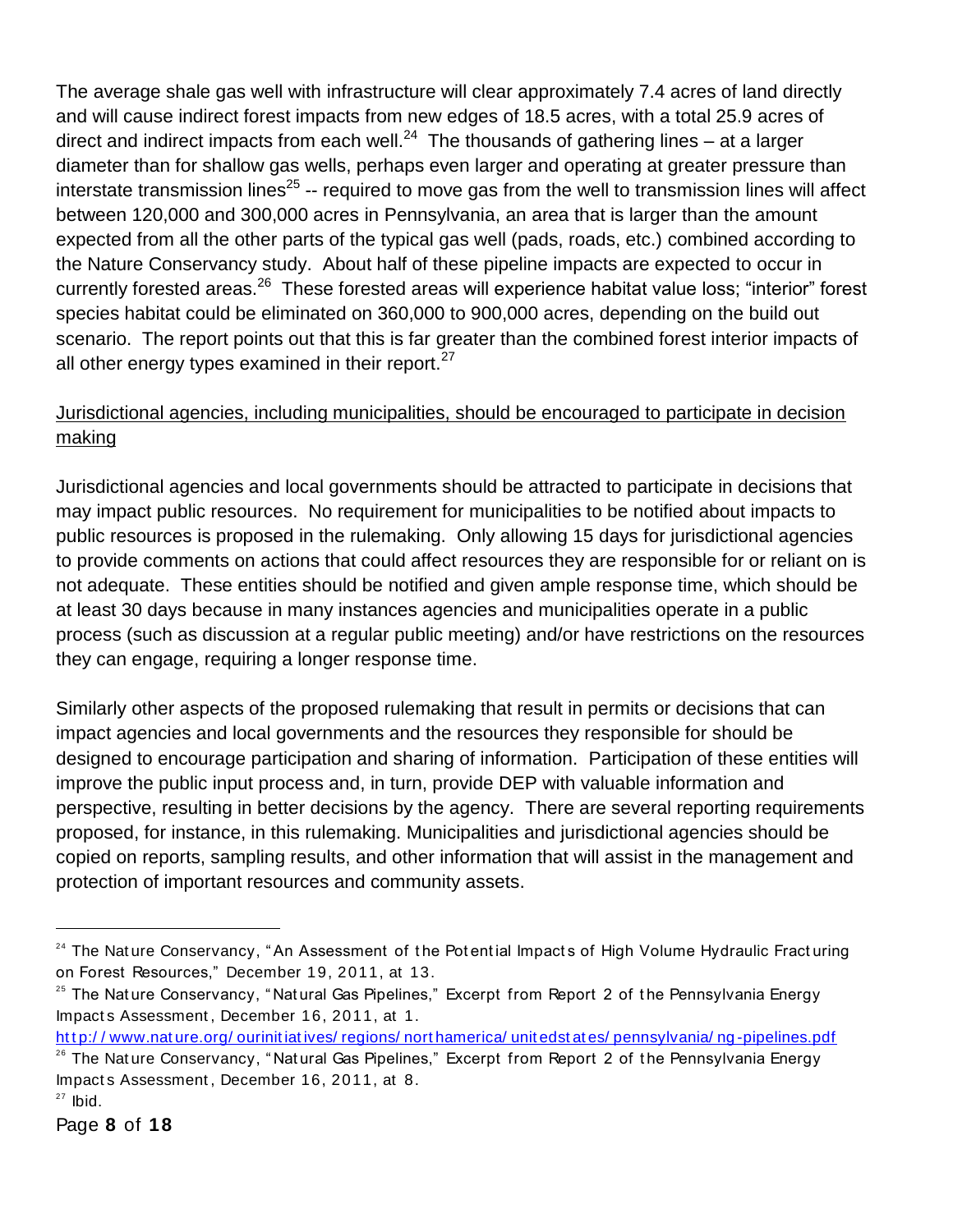The average shale gas well with infrastructure will clear approximately 7.4 acres of land directly and will cause indirect forest impacts from new edges of 18.5 acres, with a total 25.9 acres of direct and indirect impacts from each well.[24] The thousands of gathering lines – at a larger diameter than for shallow gas wells, perhaps even larger and operating at greater pressure than interstate transmission lines[25] -- required to move gas from the well to transmission lines will affect between 120,000 and 300,000 acres in Pennsylvania, an area that is larger than the amount expected from all the other parts of the typical gas well (pads, roads, etc.) combined according to the Nature Conservancy study. About half of these pipeline impacts are expected to occur in currently forested areas.[26] These forested areas will experience habitat value loss; "interior" forest species habitat could be eliminated on 360,000 to 900,000 acres, depending on the build out scenario. The report points out that this is far greater than the combined forest interior impacts of all other energy types examined in their report.[27]

<u>Jurisdictional agencies, including municipalities, should be encouraged to participate in decision making</u>

Jurisdictional agencies and local governments should be attracted to participate in decisions that may impact public resources. No requirement for municipalities to be notified about impacts to public resources is proposed in the rulemaking. Only allowing 15 days for jurisdictional agencies to provide comments on actions that could affect resources they are responsible for or reliant on is not adequate. These entities should be notified and given ample response time, which should be at least 30 days because in many instances agencies and municipalities operate in a public process (such as discussion at a regular public meeting) and/or have restrictions on the resources they can engage, requiring a longer response time.

Similarly other aspects of the proposed rulemaking that result in permits or decisions that can impact agencies and local governments and the resources they responsible for should be designed to encourage participation and sharing of information. Participation of these entities will improve the public input process and, in turn, provide DEP with valuable information and perspective, resulting in better decisions by the agency. There are several reporting requirements proposed, for instance, in this rulemaking. Municipalities and jurisdictional agencies should be copied on reports, sampling results, and other information that will assist in the management and protection of important resources and community assets.

---

[24] The Nature Conservancy, "An Assessment of the Potential Impacts of High Volume Hydraulic Fracturing on Forest Resources," December 19, 2011, at 13.

[25] The Nature Conservancy, "Natural Gas Pipelines," Excerpt from Report 2 of the Pennsylvania Energy Impacts Assessment, December 16, 2011, at 1. http://www.nature.org/ourinitiatives/regions/northamerica/unitedstates/pennsylvania/ng-pipelines.pdf

[26] The Nature Conservancy, "Natural Gas Pipelines," Excerpt from Report 2 of the Pennsylvania Energy Impacts Assessment, December 16, 2011, at 8.

[27] Ibid.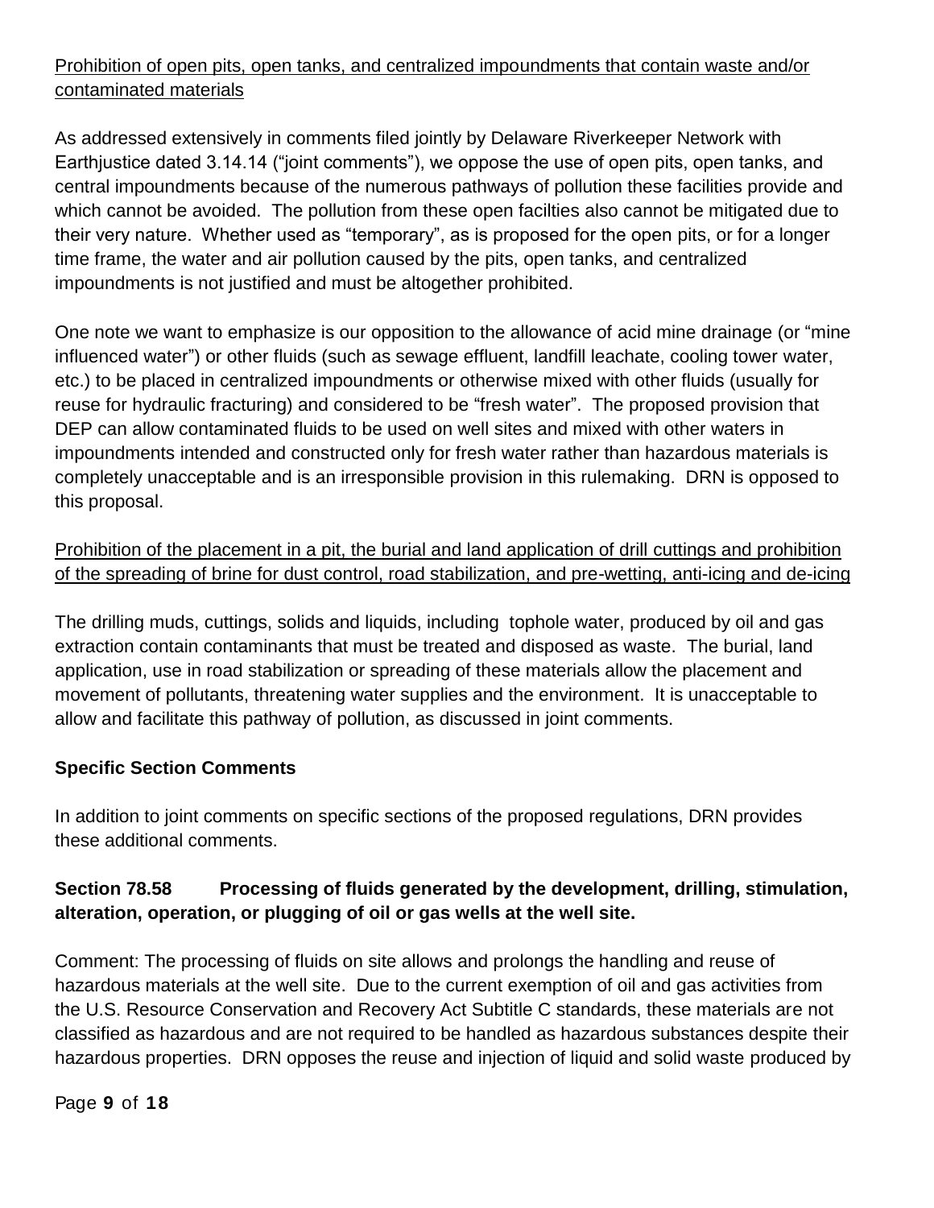Prohibition of open pits, open tanks, and centralized impoundments that contain waste and/or contaminated materials

As addressed extensively in comments filed jointly by Delaware Riverkeeper Network with Earthjustice dated 3.14.14 ("joint comments"), we oppose the use of open pits, open tanks, and central impoundments because of the numerous pathways of pollution these facilities provide and which cannot be avoided. The pollution from these open facilties also cannot be mitigated due to their very nature. Whether used as "temporary", as is proposed for the open pits, or for a longer time frame, the water and air pollution caused by the pits, open tanks, and centralized impoundments is not justified and must be altogether prohibited.

One note we want to emphasize is our opposition to the allowance of acid mine drainage (or "mine influenced water") or other fluids (such as sewage effluent, landfill leachate, cooling tower water, etc.) to be placed in centralized impoundments or otherwise mixed with other fluids (usually for reuse for hydraulic fracturing) and considered to be "fresh water". The proposed provision that DEP can allow contaminated fluids to be used on well sites and mixed with other waters in impoundments intended and constructed only for fresh water rather than hazardous materials is completely unacceptable and is an irresponsible provision in this rulemaking. DRN is opposed to this proposal.

Prohibition of the placement in a pit, the burial and land application of drill cuttings and prohibition of the spreading of brine for dust control, road stabilization, and pre-wetting, anti-icing and de-icing

The drilling muds, cuttings, solids and liquids, including tophole water, produced by oil and gas extraction contain contaminants that must be treated and disposed as waste. The burial, land application, use in road stabilization or spreading of these materials allow the placement and movement of pollutants, threatening water supplies and the environment. It is unacceptable to allow and facilitate this pathway of pollution, as discussed in joint comments.

**Specific Section Comments**

In addition to joint comments on specific sections of the proposed regulations, DRN provides these additional comments.

**Section 78.58 Processing of fluids generated by the development, drilling, stimulation, alteration, operation, or plugging of oil or gas wells at the well site.**

Comment: The processing of fluids on site allows and prolongs the handling and reuse of hazardous materials at the well site. Due to the current exemption of oil and gas activities from the U.S. Resource Conservation and Recovery Act Subtitle C standards, these materials are not classified as hazardous and are not required to be handled as hazardous substances despite their hazardous properties. DRN opposes the reuse and injection of liquid and solid waste produced by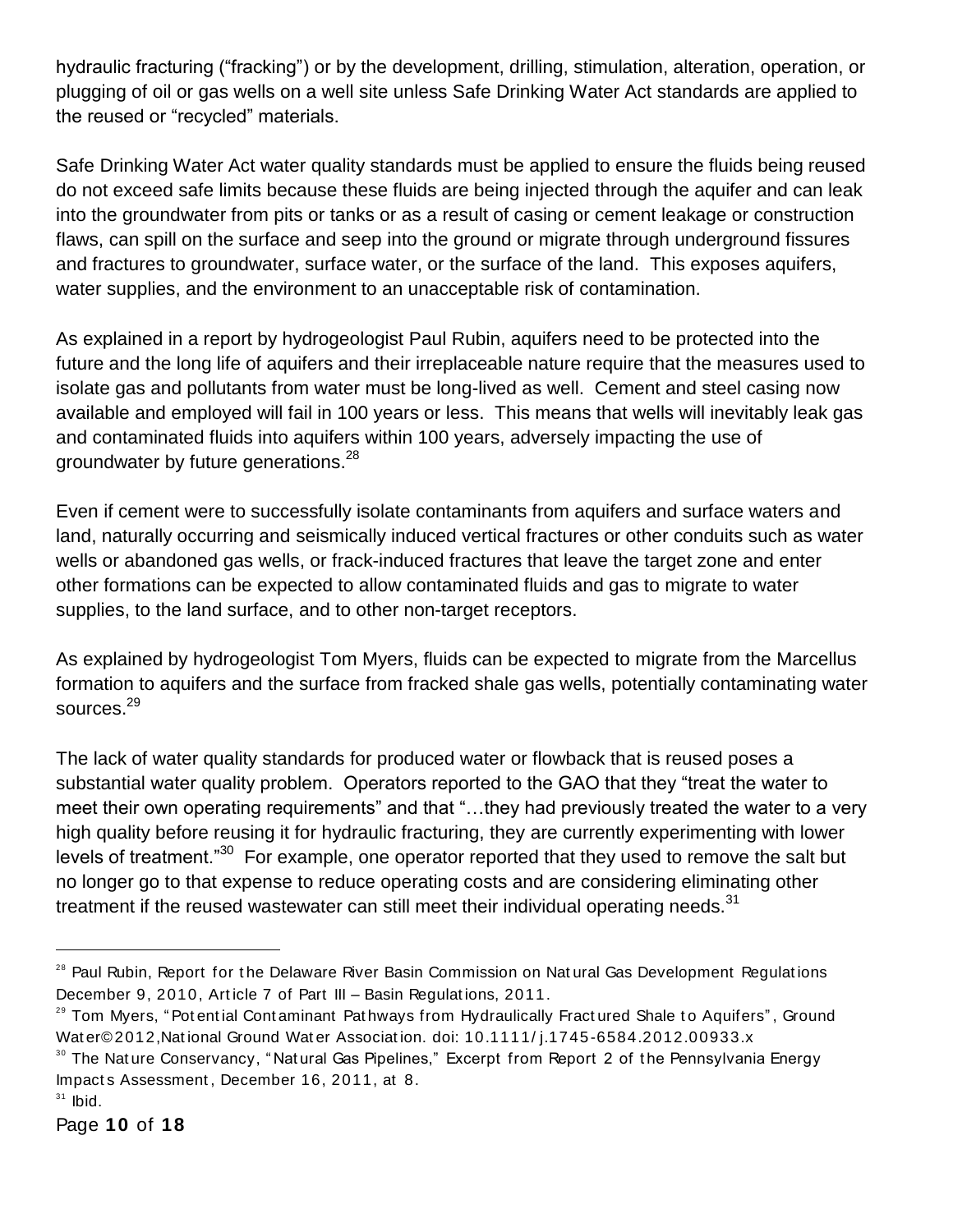hydraulic fracturing ("fracking") or by the development, drilling, stimulation, alteration, operation, or plugging of oil or gas wells on a well site unless Safe Drinking Water Act standards are applied to the reused or "recycled" materials.

Safe Drinking Water Act water quality standards must be applied to ensure the fluids being reused do not exceed safe limits because these fluids are being injected through the aquifer and can leak into the groundwater from pits or tanks or as a result of casing or cement leakage or construction flaws, can spill on the surface and seep into the ground or migrate through underground fissures and fractures to groundwater, surface water, or the surface of the land. This exposes aquifers, water supplies, and the environment to an unacceptable risk of contamination.

As explained in a report by hydrogeologist Paul Rubin, aquifers need to be protected into the future and the long life of aquifers and their irreplaceable nature require that the measures used to isolate gas and pollutants from water must be long-lived as well. Cement and steel casing now available and employed will fail in 100 years or less. This means that wells will inevitably leak gas and contaminated fluids into aquifers within 100 years, adversely impacting the use of groundwater by future generations.[28]

Even if cement were to successfully isolate contaminants from aquifers and surface waters and land, naturally occurring and seismically induced vertical fractures or other conduits such as water wells or abandoned gas wells, or frack-induced fractures that leave the target zone and enter other formations can be expected to allow contaminated fluids and gas to migrate to water supplies, to the land surface, and to other non-target receptors.

As explained by hydrogeologist Tom Myers, fluids can be expected to migrate from the Marcellus formation to aquifers and the surface from fracked shale gas wells, potentially contaminating water sources.[29]

The lack of water quality standards for produced water or flowback that is reused poses a substantial water quality problem. Operators reported to the GAO that they "treat the water to meet their own operating requirements" and that "…they had previously treated the water to a very high quality before reusing it for hydraulic fracturing, they are currently experimenting with lower levels of treatment."[30] For example, one operator reported that they used to remove the salt but no longer go to that expense to reduce operating costs and are considering eliminating other treatment if the reused wastewater can still meet their individual operating needs.[31]

---

[28] Paul Rubin, Report for the Delaware River Basin Commission on Natural Gas Development Regulations December 9, 2010, Article 7 of Part III – Basin Regulations, 2011.

[29] Tom Myers, "Potential Contaminant Pathways from Hydraulically Fractured Shale to Aquifers", Ground Water©2012,National Ground Water Association. doi: 10.1111/j.1745-6584.2012.00933.x

[30] The Nature Conservancy, "Natural Gas Pipelines," Excerpt from Report 2 of the Pennsylvania Energy Impacts Assessment, December 16, 2011, at 8.

[31] Ibid.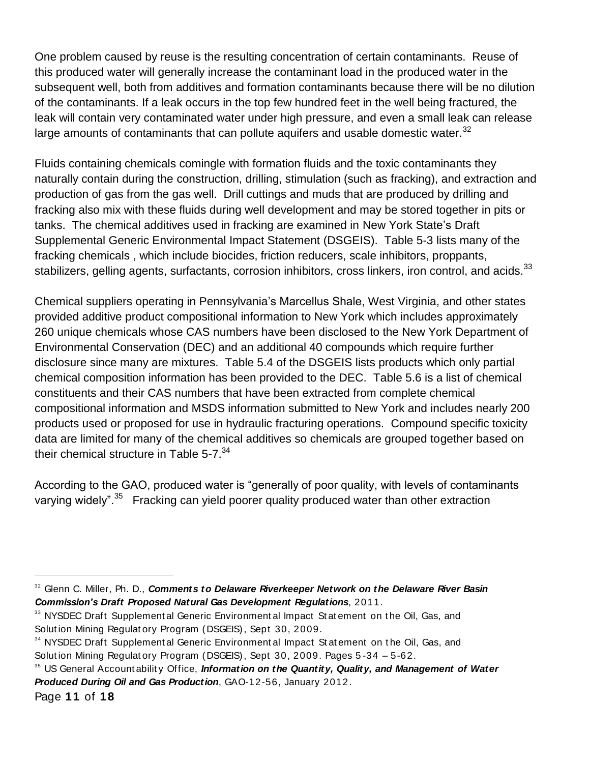One problem caused by reuse is the resulting concentration of certain contaminants. Reuse of this produced water will generally increase the contaminant load in the produced water in the subsequent well, both from additives and formation contaminants because there will be no dilution of the contaminants. If a leak occurs in the top few hundred feet in the well being fractured, the leak will contain very contaminated water under high pressure, and even a small leak can release large amounts of contaminants that can pollute aquifers and usable domestic water.[32]

Fluids containing chemicals comingle with formation fluids and the toxic contaminants they naturally contain during the construction, drilling, stimulation (such as fracking), and extraction and production of gas from the gas well. Drill cuttings and muds that are produced by drilling and fracking also mix with these fluids during well development and may be stored together in pits or tanks. The chemical additives used in fracking are examined in New York State's Draft Supplemental Generic Environmental Impact Statement (DSGEIS). Table 5-3 lists many of the fracking chemicals , which include biocides, friction reducers, scale inhibitors, proppants, stabilizers, gelling agents, surfactants, corrosion inhibitors, cross linkers, iron control, and acids.[33]

Chemical suppliers operating in Pennsylvania's Marcellus Shale, West Virginia, and other states provided additive product compositional information to New York which includes approximately 260 unique chemicals whose CAS numbers have been disclosed to the New York Department of Environmental Conservation (DEC) and an additional 40 compounds which require further disclosure since many are mixtures. Table 5.4 of the DSGEIS lists products which only partial chemical composition information has been provided to the DEC. Table 5.6 is a list of chemical constituents and their CAS numbers that have been extracted from complete chemical compositional information and MSDS information submitted to New York and includes nearly 200 products used or proposed for use in hydraulic fracturing operations. Compound specific toxicity data are limited for many of the chemical additives so chemicals are grouped together based on their chemical structure in Table 5-7.[34]

According to the GAO, produced water is "generally of poor quality, with levels of contaminants varying widely".[35] Fracking can yield poorer quality produced water than other extraction

---

[32] Glenn C. Miller, Ph. D., ***Comments to Delaware Riverkeeper Network on the Delaware River Basin Commission's Draft Proposed Natural Gas Development Regulations***, 2011.

[33] NYSDEC Draft Supplemental Generic Environmental Impact Statement on the Oil, Gas, and Solution Mining Regulatory Program (DSGEIS), Sept 30, 2009.

[34] NYSDEC Draft Supplemental Generic Environmental Impact Statement on the Oil, Gas, and Solution Mining Regulatory Program (DSGEIS), Sept 30, 2009. Pages 5-34 – 5-62.

[35] US General Accountability Office, ***Information on the Quantity, Quality, and Management of Water Produced During Oil and Gas Production***, GAO-12-56, January 2012.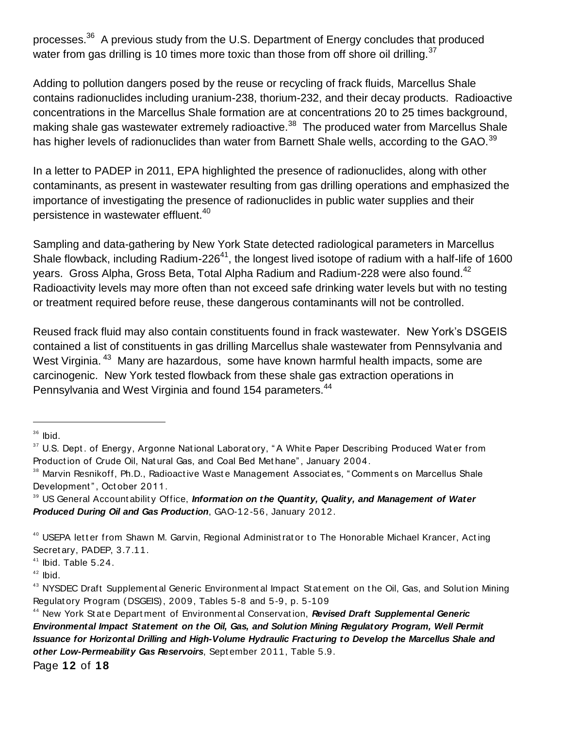processes.[36] A previous study from the U.S. Department of Energy concludes that produced water from gas drilling is 10 times more toxic than those from off shore oil drilling.[37]

Adding to pollution dangers posed by the reuse or recycling of frack fluids, Marcellus Shale contains radionuclides including uranium-238, thorium-232, and their decay products. Radioactive concentrations in the Marcellus Shale formation are at concentrations 20 to 25 times background, making shale gas wastewater extremely radioactive.[38] The produced water from Marcellus Shale has higher levels of radionuclides than water from Barnett Shale wells, according to the GAO.[39]

In a letter to PADEP in 2011, EPA highlighted the presence of radionuclides, along with other contaminants, as present in wastewater resulting from gas drilling operations and emphasized the importance of investigating the presence of radionuclides in public water supplies and their persistence in wastewater effluent.[40]

Sampling and data-gathering by New York State detected radiological parameters in Marcellus Shale flowback, including Radium-226[41], the longest lived isotope of radium with a half-life of 1600 years. Gross Alpha, Gross Beta, Total Alpha Radium and Radium-228 were also found.[42] Radioactivity levels may more often than not exceed safe drinking water levels but with no testing or treatment required before reuse, these dangerous contaminants will not be controlled.

Reused frack fluid may also contain constituents found in frack wastewater. New York's DSGEIS contained a list of constituents in gas drilling Marcellus shale wastewater from Pennsylvania and West Virginia.[43] Many are hazardous, some have known harmful health impacts, some are carcinogenic. New York tested flowback from these shale gas extraction operations in Pennsylvania and West Virginia and found 154 parameters.[44]

---

[36] Ibid.

[37] U.S. Dept. of Energy, Argonne National Laboratory, "A White Paper Describing Produced Water from Production of Crude Oil, Natural Gas, and Coal Bed Methane", January 2004.

[38] Marvin Resnikoff, Ph.D., Radioactive Waste Management Associates, "Comments on Marcellus Shale Development", October 2011.

[39] US General Accountability Office, ***Information on the Quantity, Quality, and Management of Water Produced During Oil and Gas Production***, GAO-12-56, January 2012.

[40] USEPA letter from Shawn M. Garvin, Regional Administrator to The Honorable Michael Krancer, Acting Secretary, PADEP, 3.7.11.

[41] Ibid. Table 5.24.

[42] Ibid.

[43] NYSDEC Draft Supplemental Generic Environmental Impact Statement on the Oil, Gas, and Solution Mining Regulatory Program (DSGEIS), 2009, Tables 5-8 and 5-9, p. 5-109

[44] New York State Department of Environmental Conservation, ***Revised Draft Supplemental Generic Environmental Impact Statement on the Oil, Gas, and Solution Mining Regulatory Program, Well Permit Issuance for Horizontal Drilling and High-Volume Hydraulic Fracturing to Develop the Marcellus Shale and other Low-Permeability Gas Reservoirs***, September 2011, Table 5.9.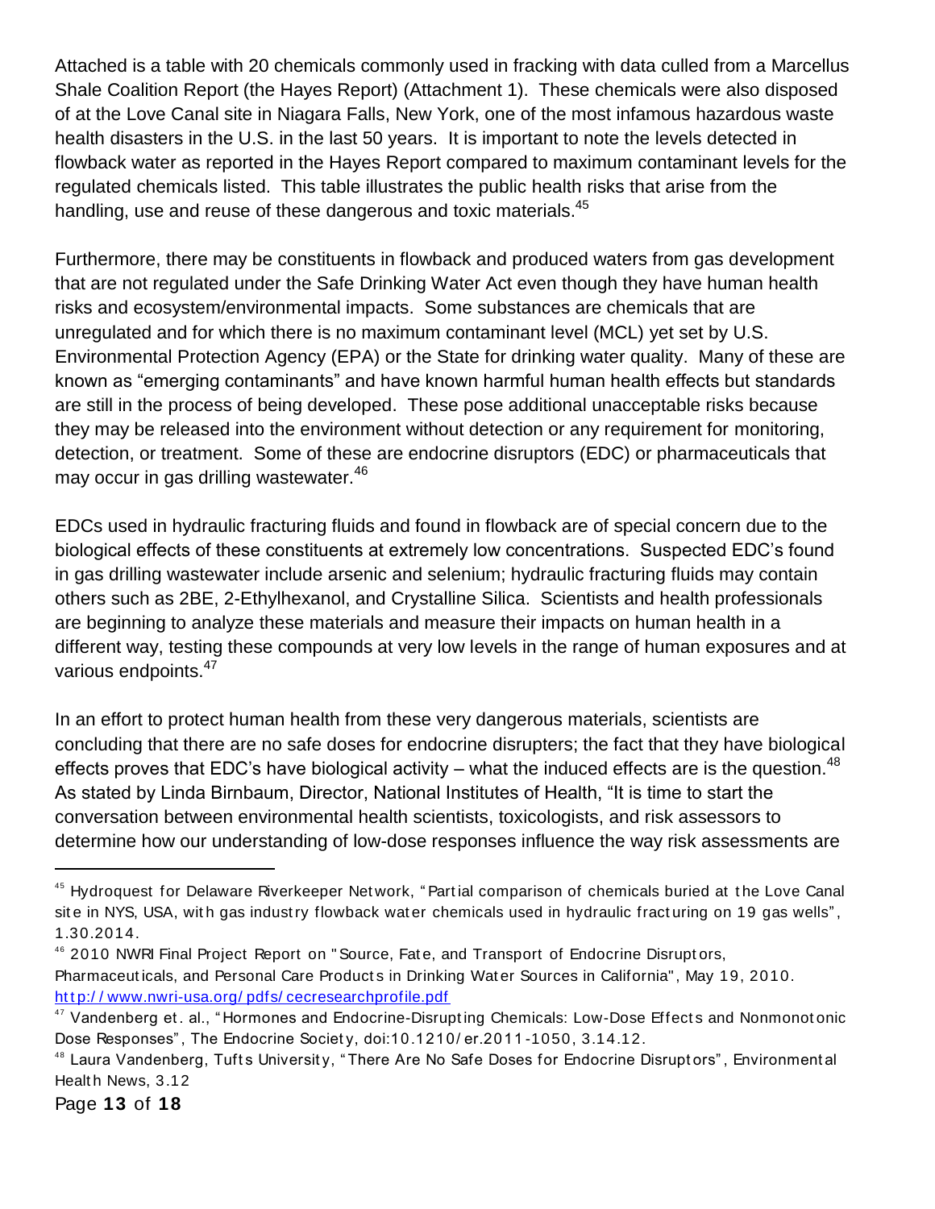Attached is a table with 20 chemicals commonly used in fracking with data culled from a Marcellus Shale Coalition Report (the Hayes Report) (Attachment 1). These chemicals were also disposed of at the Love Canal site in Niagara Falls, New York, one of the most infamous hazardous waste health disasters in the U.S. in the last 50 years. It is important to note the levels detected in flowback water as reported in the Hayes Report compared to maximum contaminant levels for the regulated chemicals listed. This table illustrates the public health risks that arise from the handling, use and reuse of these dangerous and toxic materials.[45]

Furthermore, there may be constituents in flowback and produced waters from gas development that are not regulated under the Safe Drinking Water Act even though they have human health risks and ecosystem/environmental impacts. Some substances are chemicals that are unregulated and for which there is no maximum contaminant level (MCL) yet set by U.S. Environmental Protection Agency (EPA) or the State for drinking water quality. Many of these are known as "emerging contaminants" and have known harmful human health effects but standards are still in the process of being developed. These pose additional unacceptable risks because they may be released into the environment without detection or any requirement for monitoring, detection, or treatment. Some of these are endocrine disruptors (EDC) or pharmaceuticals that may occur in gas drilling wastewater.[46]

EDCs used in hydraulic fracturing fluids and found in flowback are of special concern due to the biological effects of these constituents at extremely low concentrations. Suspected EDC's found in gas drilling wastewater include arsenic and selenium; hydraulic fracturing fluids may contain others such as 2BE, 2-Ethylhexanol, and Crystalline Silica. Scientists and health professionals are beginning to analyze these materials and measure their impacts on human health in a different way, testing these compounds at very low levels in the range of human exposures and at various endpoints.[47]

In an effort to protect human health from these very dangerous materials, scientists are concluding that there are no safe doses for endocrine disrupters; the fact that they have biological effects proves that EDC's have biological activity – what the induced effects are is the question.[48] As stated by Linda Birnbaum, Director, National Institutes of Health, "It is time to start the conversation between environmental health scientists, toxicologists, and risk assessors to determine how our understanding of low-dose responses influence the way risk assessments are

---

[45] Hydroquest for Delaware Riverkeeper Network, "Partial comparison of chemicals buried at the Love Canal site in NYS, USA, with gas industry flowback water chemicals used in hydraulic fracturing on 19 gas wells", 1.30.2014.

[46] 2010 NWRI Final Project Report on "Source, Fate, and Transport of Endocrine Disruptors, Pharmaceuticals, and Personal Care Products in Drinking Water Sources in California", May 19, 2010. http://www.nwri-usa.org/pdfs/cecresearchprofile.pdf

[47] Vandenberg et. al., "Hormones and Endocrine-Disrupting Chemicals: Low-Dose Effects and Nonmonotonic Dose Responses", The Endocrine Society, doi:10.1210/er.2011-1050, 3.14.12.

[48] Laura Vandenberg, Tufts University, "There Are No Safe Doses for Endocrine Disruptors", Environmental Health News, 3.12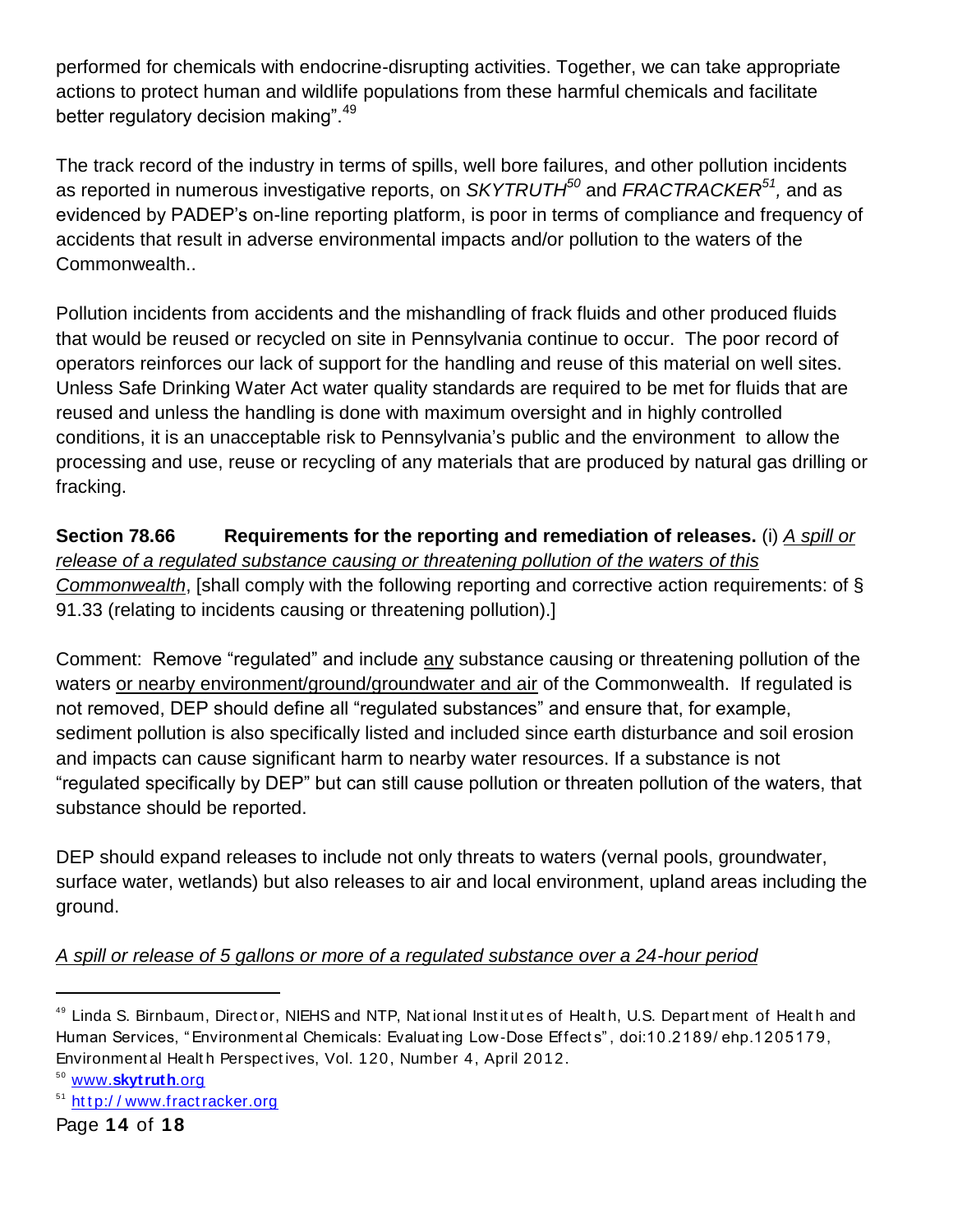performed for chemicals with endocrine-disrupting activities. Together, we can take appropriate actions to protect human and wildlife populations from these harmful chemicals and facilitate better regulatory decision making".[49]

The track record of the industry in terms of spills, well bore failures, and other pollution incidents as reported in numerous investigative reports, on *SKYTRUTH*[50] and *FRACTRACKER*[51]*,* and as evidenced by PADEP's on-line reporting platform, is poor in terms of compliance and frequency of accidents that result in adverse environmental impacts and/or pollution to the waters of the Commonwealth..

Pollution incidents from accidents and the mishandling of frack fluids and other produced fluids that would be reused or recycled on site in Pennsylvania continue to occur. The poor record of operators reinforces our lack of support for the handling and reuse of this material on well sites. Unless Safe Drinking Water Act water quality standards are required to be met for fluids that are reused and unless the handling is done with maximum oversight and in highly controlled conditions, it is an unacceptable risk to Pennsylvania's public and the environment to allow the processing and use, reuse or recycling of any materials that are produced by natural gas drilling or fracking.

**Section 78.66 Requirements for the reporting and remediation of releases.** (i) <u>*A spill or release of a regulated substance causing or threatening pollution of the waters of this Commonwealth*</u>, [shall comply with the following reporting and corrective action requirements: of § 91.33 (relating to incidents causing or threatening pollution).]

Comment: Remove "regulated" and include <u>any</u> substance causing or threatening pollution of the waters <u>or nearby environment/ground/groundwater and air</u> of the Commonwealth. If regulated is not removed, DEP should define all "regulated substances" and ensure that, for example, sediment pollution is also specifically listed and included since earth disturbance and soil erosion and impacts can cause significant harm to nearby water resources. If a substance is not "regulated specifically by DEP" but can still cause pollution or threaten pollution of the waters, that substance should be reported.

DEP should expand releases to include not only threats to waters (vernal pools, groundwater, surface water, wetlands) but also releases to air and local environment, upland areas including the ground.

<u>*A spill or release of 5 gallons or more of a regulated substance over a 24-hour period*</u>

---

[49] Linda S. Birnbaum, Director, NIEHS and NTP, National Institutes of Health, U.S. Department of Health and Human Services, "Environmental Chemicals: Evaluating Low-Dose Effects", doi:10.2189/ehp.1205179, Environmental Health Perspectives, Vol. 120, Number 4, April 2012.

[50] www.**skytruth**.org

[51] http://www.fractracker.org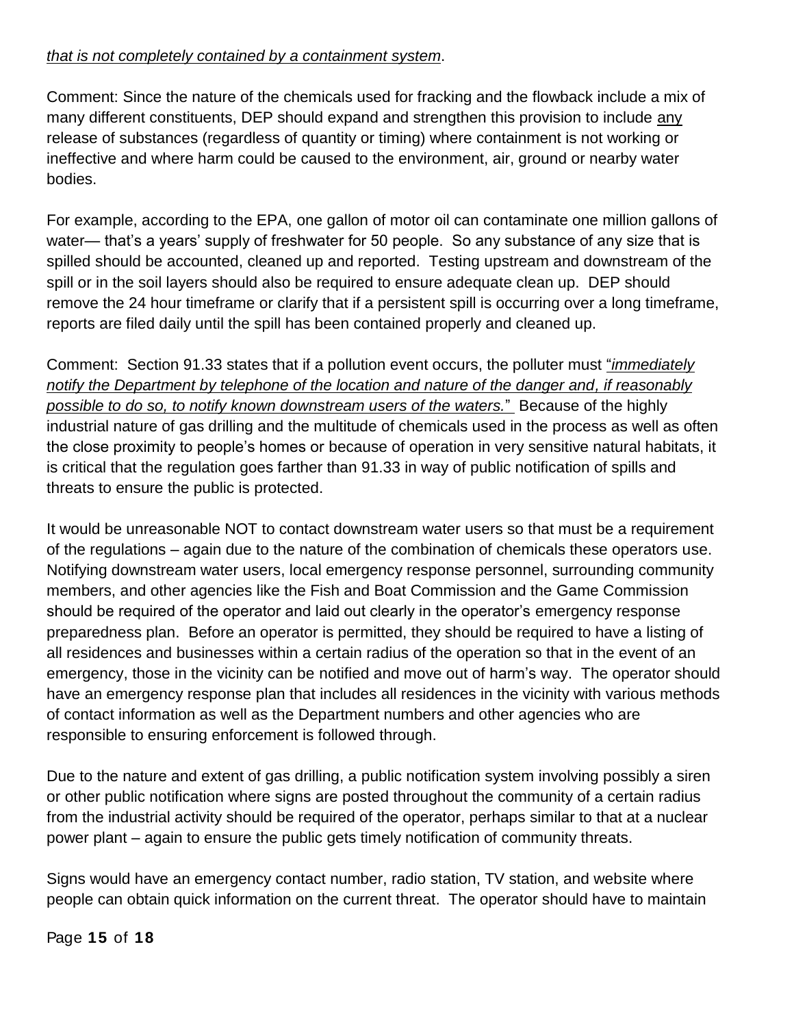*that is not completely contained by a containment system*.

Comment: Since the nature of the chemicals used for fracking and the flowback include a mix of many different constituents, DEP should expand and strengthen this provision to include any release of substances (regardless of quantity or timing) where containment is not working or ineffective and where harm could be caused to the environment, air, ground or nearby water bodies.

For example, according to the EPA, one gallon of motor oil can contaminate one million gallons of water— that's a years' supply of freshwater for 50 people. So any substance of any size that is spilled should be accounted, cleaned up and reported. Testing upstream and downstream of the spill or in the soil layers should also be required to ensure adequate clean up. DEP should remove the 24 hour timeframe or clarify that if a persistent spill is occurring over a long timeframe, reports are filed daily until the spill has been contained properly and cleaned up.

Comment: Section 91.33 states that if a pollution event occurs, the polluter must "*immediately notify the Department by telephone of the location and nature of the danger and, if reasonably possible to do so, to notify known downstream users of the waters.*" Because of the highly industrial nature of gas drilling and the multitude of chemicals used in the process as well as often the close proximity to people's homes or because of operation in very sensitive natural habitats, it is critical that the regulation goes farther than 91.33 in way of public notification of spills and threats to ensure the public is protected.

It would be unreasonable NOT to contact downstream water users so that must be a requirement of the regulations – again due to the nature of the combination of chemicals these operators use. Notifying downstream water users, local emergency response personnel, surrounding community members, and other agencies like the Fish and Boat Commission and the Game Commission should be required of the operator and laid out clearly in the operator's emergency response preparedness plan. Before an operator is permitted, they should be required to have a listing of all residences and businesses within a certain radius of the operation so that in the event of an emergency, those in the vicinity can be notified and move out of harm's way. The operator should have an emergency response plan that includes all residences in the vicinity with various methods of contact information as well as the Department numbers and other agencies who are responsible to ensuring enforcement is followed through.

Due to the nature and extent of gas drilling, a public notification system involving possibly a siren or other public notification where signs are posted throughout the community of a certain radius from the industrial activity should be required of the operator, perhaps similar to that at a nuclear power plant – again to ensure the public gets timely notification of community threats.

Signs would have an emergency contact number, radio station, TV station, and website where people can obtain quick information on the current threat. The operator should have to maintain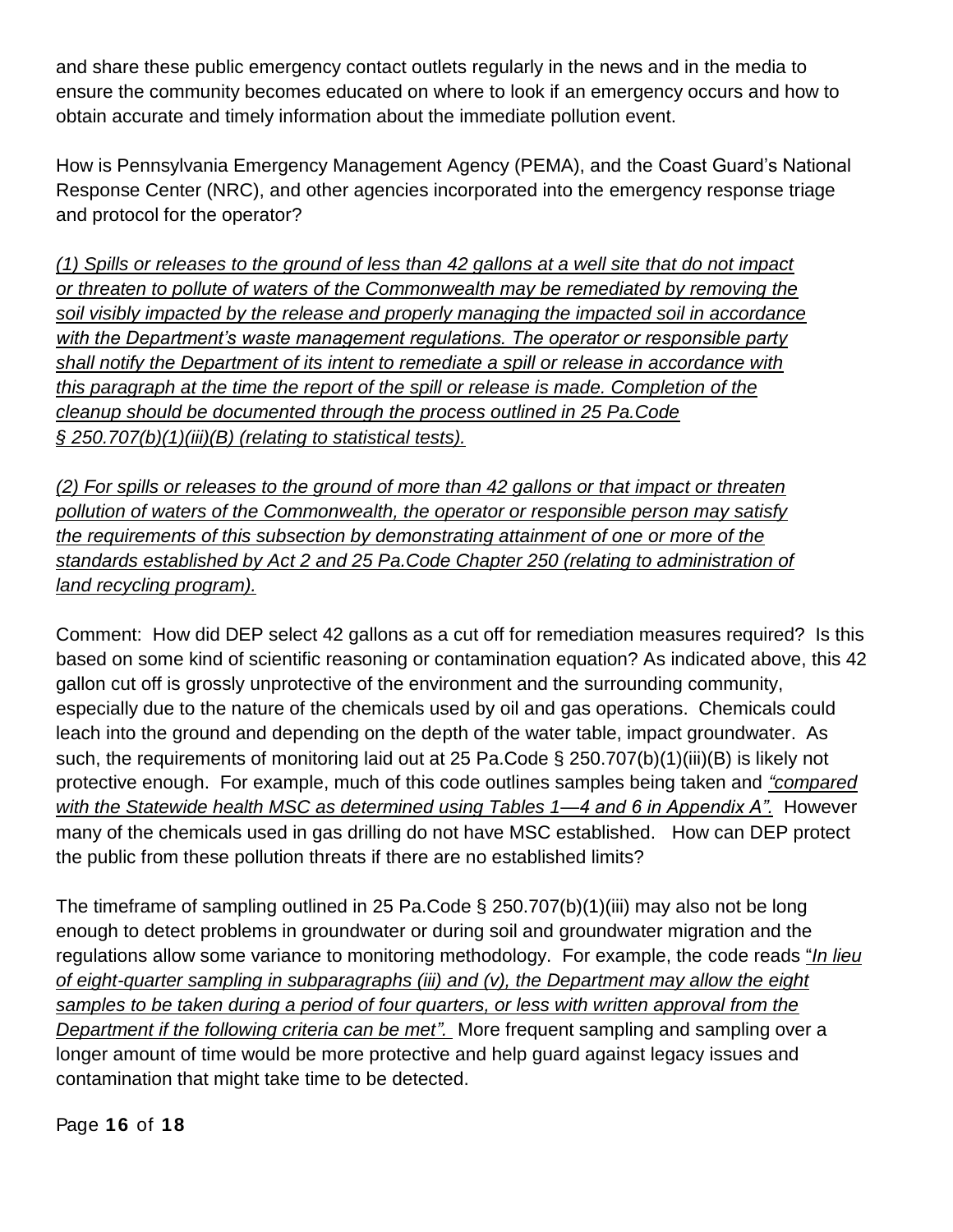and share these public emergency contact outlets regularly in the news and in the media to ensure the community becomes educated on where to look if an emergency occurs and how to obtain accurate and timely information about the immediate pollution event.

How is Pennsylvania Emergency Management Agency (PEMA), and the Coast Guard's National Response Center (NRC), and other agencies incorporated into the emergency response triage and protocol for the operator?

*(1) Spills or releases to the ground of less than 42 gallons at a well site that do not impact or threaten to pollute of waters of the Commonwealth may be remediated by removing the soil visibly impacted by the release and properly managing the impacted soil in accordance with the Department's waste management regulations. The operator or responsible party shall notify the Department of its intent to remediate a spill or release in accordance with this paragraph at the time the report of the spill or release is made. Completion of the cleanup should be documented through the process outlined in 25 Pa.Code § 250.707(b)(1)(iii)(B) (relating to statistical tests).*

*(2) For spills or releases to the ground of more than 42 gallons or that impact or threaten pollution of waters of the Commonwealth, the operator or responsible person may satisfy the requirements of this subsection by demonstrating attainment of one or more of the standards established by Act 2 and 25 Pa.Code Chapter 250 (relating to administration of land recycling program).*

Comment: How did DEP select 42 gallons as a cut off for remediation measures required? Is this based on some kind of scientific reasoning or contamination equation? As indicated above, this 42 gallon cut off is grossly unprotective of the environment and the surrounding community, especially due to the nature of the chemicals used by oil and gas operations. Chemicals could leach into the ground and depending on the depth of the water table, impact groundwater. As such, the requirements of monitoring laid out at 25 Pa.Code § 250.707(b)(1)(iii)(B) is likely not protective enough. For example, much of this code outlines samples being taken and *"compared with the Statewide health MSC as determined using Tables 1—4 and 6 in Appendix A".* However many of the chemicals used in gas drilling do not have MSC established. How can DEP protect the public from these pollution threats if there are no established limits?

The timeframe of sampling outlined in 25 Pa.Code § 250.707(b)(1)(iii) may also not be long enough to detect problems in groundwater or during soil and groundwater migration and the regulations allow some variance to monitoring methodology. For example, the code reads "*In lieu of eight-quarter sampling in subparagraphs (iii) and (v), the Department may allow the eight samples to be taken during a period of four quarters, or less with written approval from the Department if the following criteria can be met".* More frequent sampling and sampling over a longer amount of time would be more protective and help guard against legacy issues and contamination that might take time to be detected.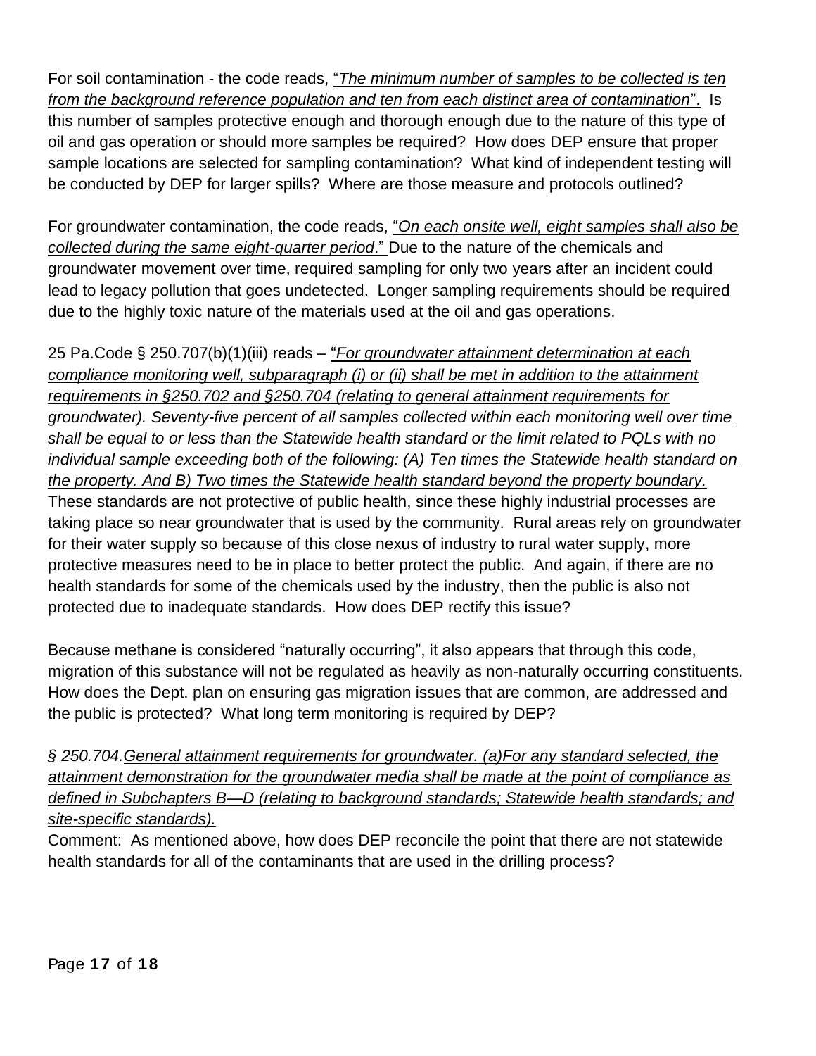For soil contamination - the code reads, "*The minimum number of samples to be collected is ten from the background reference population and ten from each distinct area of contamination*". Is this number of samples protective enough and thorough enough due to the nature of this type of oil and gas operation or should more samples be required? How does DEP ensure that proper sample locations are selected for sampling contamination? What kind of independent testing will be conducted by DEP for larger spills? Where are those measure and protocols outlined?

For groundwater contamination, the code reads, "*On each onsite well, eight samples shall also be collected during the same eight-quarter period*." Due to the nature of the chemicals and groundwater movement over time, required sampling for only two years after an incident could lead to legacy pollution that goes undetected. Longer sampling requirements should be required due to the highly toxic nature of the materials used at the oil and gas operations.

25 Pa.Code § 250.707(b)(1)(iii) reads – "*For groundwater attainment determination at each compliance monitoring well, subparagraph (i) or (ii) shall be met in addition to the attainment requirements in §250.702 and §250.704 (relating to general attainment requirements for groundwater). Seventy-five percent of all samples collected within each monitoring well over time shall be equal to or less than the Statewide health standard or the limit related to PQLs with no individual sample exceeding both of the following: (A) Ten times the Statewide health standard on the property. And B) Two times the Statewide health standard beyond the property boundary.*" These standards are not protective of public health, since these highly industrial processes are taking place so near groundwater that is used by the community. Rural areas rely on groundwater for their water supply so because of this close nexus of industry to rural water supply, more protective measures need to be in place to better protect the public. And again, if there are no health standards for some of the chemicals used by the industry, then the public is also not protected due to inadequate standards. How does DEP rectify this issue?

Because methane is considered "naturally occurring", it also appears that through this code, migration of this substance will not be regulated as heavily as non-naturally occurring constituents. How does the Dept. plan on ensuring gas migration issues that are common, are addressed and the public is protected? What long term monitoring is required by DEP?

*§ 250.704.General attainment requirements for groundwater. (a)For any standard selected, the attainment demonstration for the groundwater media shall be made at the point of compliance as defined in Subchapters B—D (relating to background standards; Statewide health standards; and site-specific standards).*

Comment: As mentioned above, how does DEP reconcile the point that there are not statewide health standards for all of the contaminants that are used in the drilling process?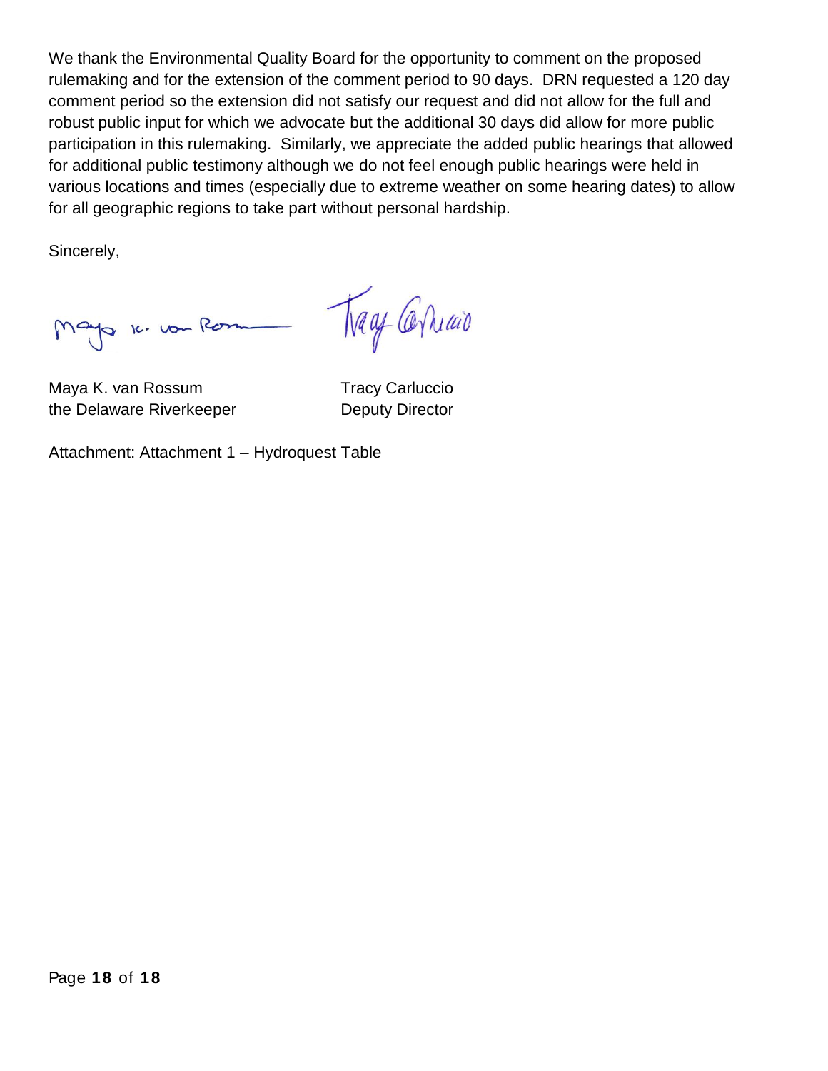We thank the Environmental Quality Board for the opportunity to comment on the proposed rulemaking and for the extension of the comment period to 90 days. DRN requested a 120 day comment period so the extension did not satisfy our request and did not allow for the full and robust public input for which we advocate but the additional 30 days did allow for more public participation in this rulemaking. Similarly, we appreciate the added public hearings that allowed for additional public testimony although we do not feel enough public hearings were held in various locations and times (especially due to extreme weather on some hearing dates) to allow for all geographic regions to take part without personal hardship.

Sincerely,

| Maya K. van Rossum | Tracy Carluccio |
|---|---|
| the Delaware Riverkeeper | Deputy Director |

Attachment: Attachment 1 – Hydroquest Table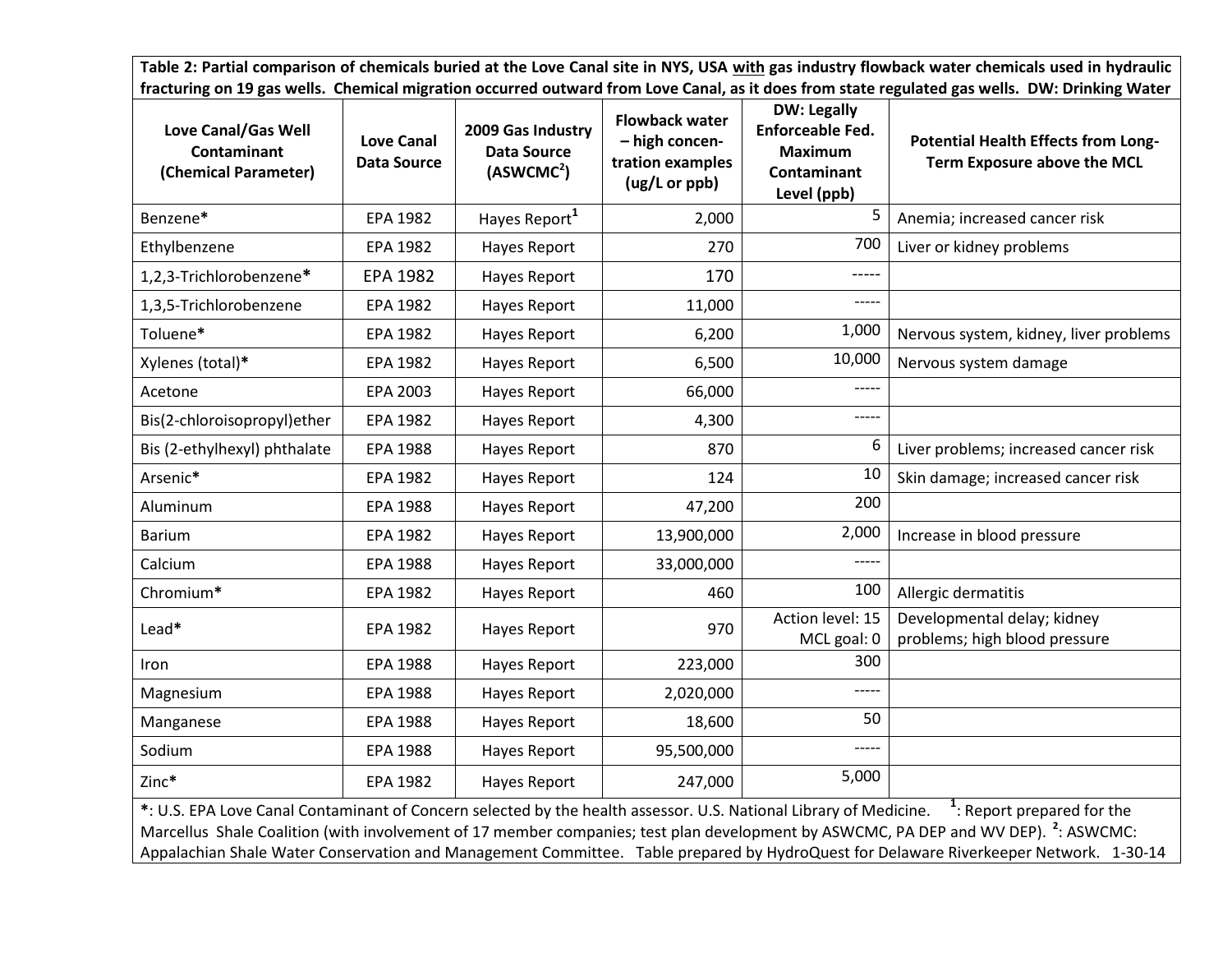**Table 2: Partial comparison of chemicals buried at the Love Canal site in NYS, USA with gas industry flowback water chemicals used in hydraulic fracturing on 19 gas wells. Chemical migration occurred outward from Love Canal, as it does from state regulated gas wells. DW: Drinking Water**

| Love Canal/Gas Well Contaminant (Chemical Parameter) | Love Canal Data Source | 2009 Gas Industry Data Source (ASWCMC[2]) | Flowback water – high concentration examples (ug/L or ppb) | DW: Legally Enforceable Fed. Maximum Contaminant Level (ppb) | Potential Health Effects from Long-Term Exposure above the MCL |
|---|---|---|---|---|---|
| Benzene* | EPA 1982 | Hayes Report[1] | 2,000 | 5 | Anemia; increased cancer risk |
| Ethylbenzene | EPA 1982 | Hayes Report | 270 | 700 | Liver or kidney problems |
| 1,2,3-Trichlorobenzene* | EPA 1982 | Hayes Report | 170 | ----- | |
| 1,3,5-Trichlorobenzene | EPA 1982 | Hayes Report | 11,000 | ----- | |
| Toluene* | EPA 1982 | Hayes Report | 6,200 | 1,000 | Nervous system, kidney, liver problems |
| Xylenes (total)* | EPA 1982 | Hayes Report | 6,500 | 10,000 | Nervous system damage |
| Acetone | EPA 2003 | Hayes Report | 66,000 | ----- | |
| Bis(2-chloroisopropyl)ether | EPA 1982 | Hayes Report | 4,300 | ----- | |
| Bis (2-ethylhexyl) phthalate | EPA 1988 | Hayes Report | 870 | 6 | Liver problems; increased cancer risk |
| Arsenic* | EPA 1982 | Hayes Report | 124 | 10 | Skin damage; increased cancer risk |
| Aluminum | EPA 1988 | Hayes Report | 47,200 | 200 | |
| Barium | EPA 1982 | Hayes Report | 13,900,000 | 2,000 | Increase in blood pressure |
| Calcium | EPA 1988 | Hayes Report | 33,000,000 | ----- | |
| Chromium* | EPA 1982 | Hayes Report | 460 | 100 | Allergic dermatitis |
| Lead* | EPA 1982 | Hayes Report | 970 | Action level: 15 MCL goal: 0 | Developmental delay; kidney problems; high blood pressure |
| Iron | EPA 1988 | Hayes Report | 223,000 | 300 | |
| Magnesium | EPA 1988 | Hayes Report | 2,020,000 | ----- | |
| Manganese | EPA 1988 | Hayes Report | 18,600 | 50 | |
| Sodium | EPA 1988 | Hayes Report | 95,500,000 | ----- | |
| Zinc* | EPA 1982 | Hayes Report | 247,000 | 5,000 | |

*: U.S. EPA Love Canal Contaminant of Concern selected by the health assessor. U.S. National Library of Medicine. [1]: Report prepared for the Marcellus Shale Coalition (with involvement of 17 member companies; test plan development by ASWCMC, PA DEP and WV DEP). [2]: ASWCMC: Appalachian Shale Water Conservation and Management Committee. Table prepared by HydroQuest for Delaware Riverkeeper Network. 1-30-14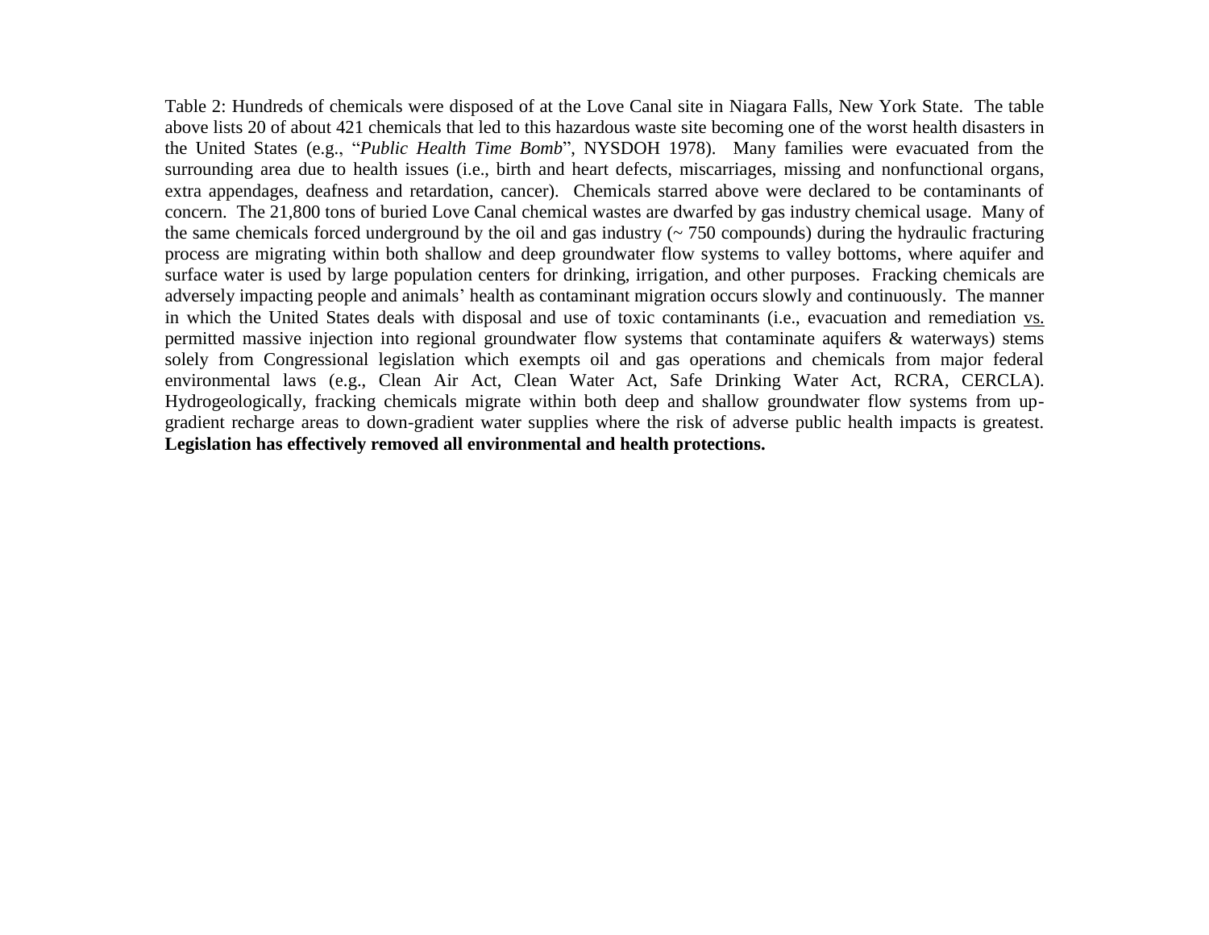Table 2: Hundreds of chemicals were disposed of at the Love Canal site in Niagara Falls, New York State. The table above lists 20 of about 421 chemicals that led to this hazardous waste site becoming one of the worst health disasters in the United States (e.g., "*Public Health Time Bomb*", NYSDOH 1978). Many families were evacuated from the surrounding area due to health issues (i.e., birth and heart defects, miscarriages, missing and nonfunctional organs, extra appendages, deafness and retardation, cancer). Chemicals starred above were declared to be contaminants of concern. The 21,800 tons of buried Love Canal chemical wastes are dwarfed by gas industry chemical usage. Many of the same chemicals forced underground by the oil and gas industry (~ 750 compounds) during the hydraulic fracturing process are migrating within both shallow and deep groundwater flow systems to valley bottoms, where aquifer and surface water is used by large population centers for drinking, irrigation, and other purposes. Fracking chemicals are adversely impacting people and animals' health as contaminant migration occurs slowly and continuously. The manner in which the United States deals with disposal and use of toxic contaminants (i.e., evacuation and remediation vs. permitted massive injection into regional groundwater flow systems that contaminate aquifers & waterways) stems solely from Congressional legislation which exempts oil and gas operations and chemicals from major federal environmental laws (e.g., Clean Air Act, Clean Water Act, Safe Drinking Water Act, RCRA, CERCLA). Hydrogeologically, fracking chemicals migrate within both deep and shallow groundwater flow systems from up-gradient recharge areas to down-gradient water supplies where the risk of adverse public health impacts is greatest. **Legislation has effectively removed all environmental and health protections.**